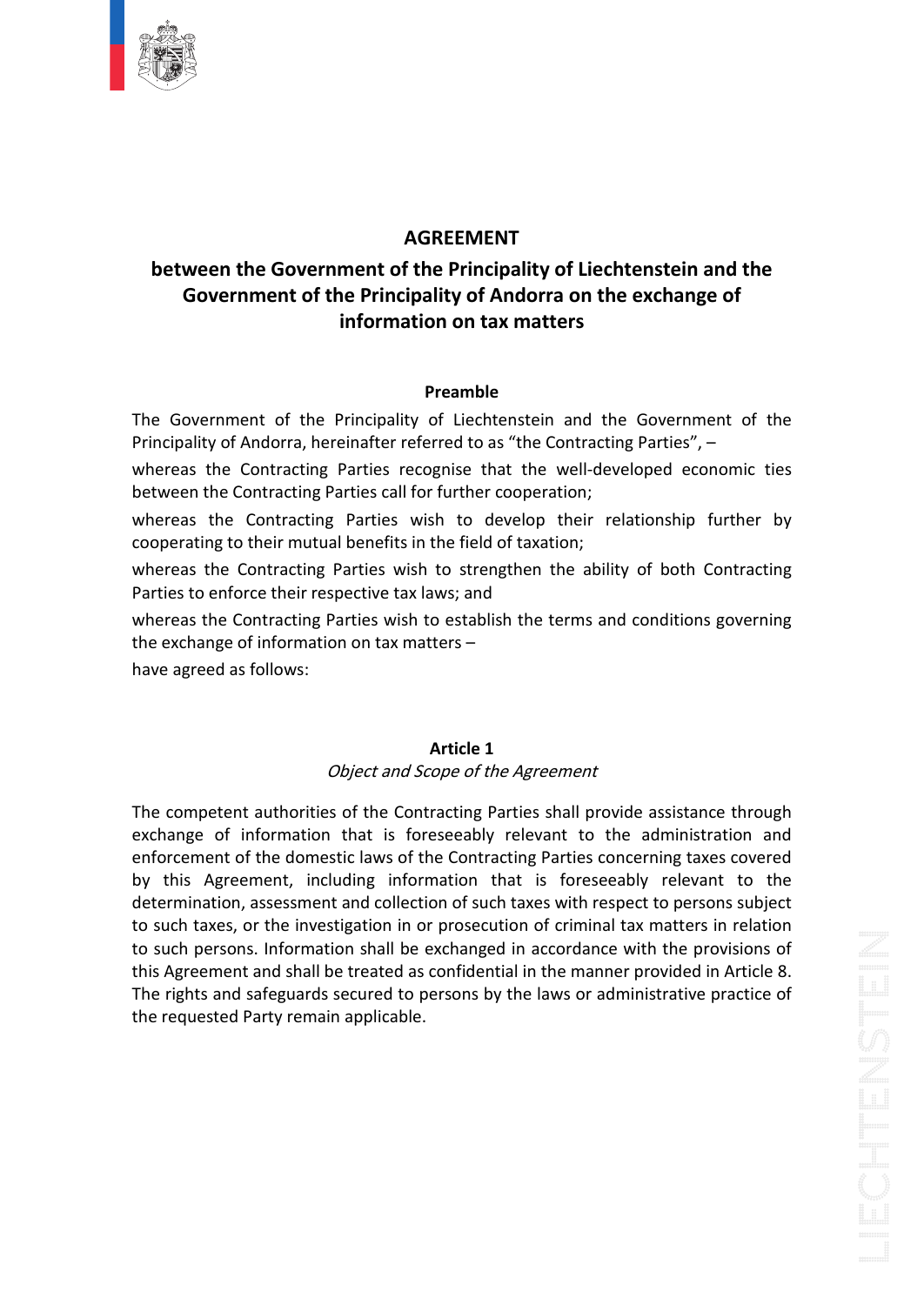# AGREEMENT

## between the Government of the Principality of Liechtenstein and the Government of the Principality of Andorra on the exchange of information on tax matters

### Preamble

The Government of the Principality of Liechtenstein and the Government of the Principality of Andorra, hereinafter referred to as "the Contracting Parties", –

whereas the Contracting Parties recognise that the well-developed economic ties between the Contracting Parties call for further cooperation;

whereas the Contracting Parties wish to develop their relationship further by cooperating to their mutual benefits in the field of taxation;

whereas the Contracting Parties wish to strengthen the ability of both Contracting Parties to enforce their respective tax laws; and

whereas the Contracting Parties wish to establish the terms and conditions governing the exchange of information on tax matters –

have agreed as follows:

### Article 1

*Object and Scope of the Agreement*

The competent authorities of the Contracting Parties shall provide assistance through exchange of information that is foreseeably relevant to the administration and enforcement of the domestic laws of the Contracting Parties concerning taxes covered by this Agreement, including information that is foreseeably relevant to the determination, assessment and collection of such taxes with respect to persons subject to such taxes, or the investigation in or prosecution of criminal tax matters in relation to such persons. Information shall be exchanged in accordance with the provisions of this Agreement and shall be treated as confidential in the manner provided in Article 8. The rights and safeguards secured to persons by the laws or administrative practice of the requested Party remain applicable.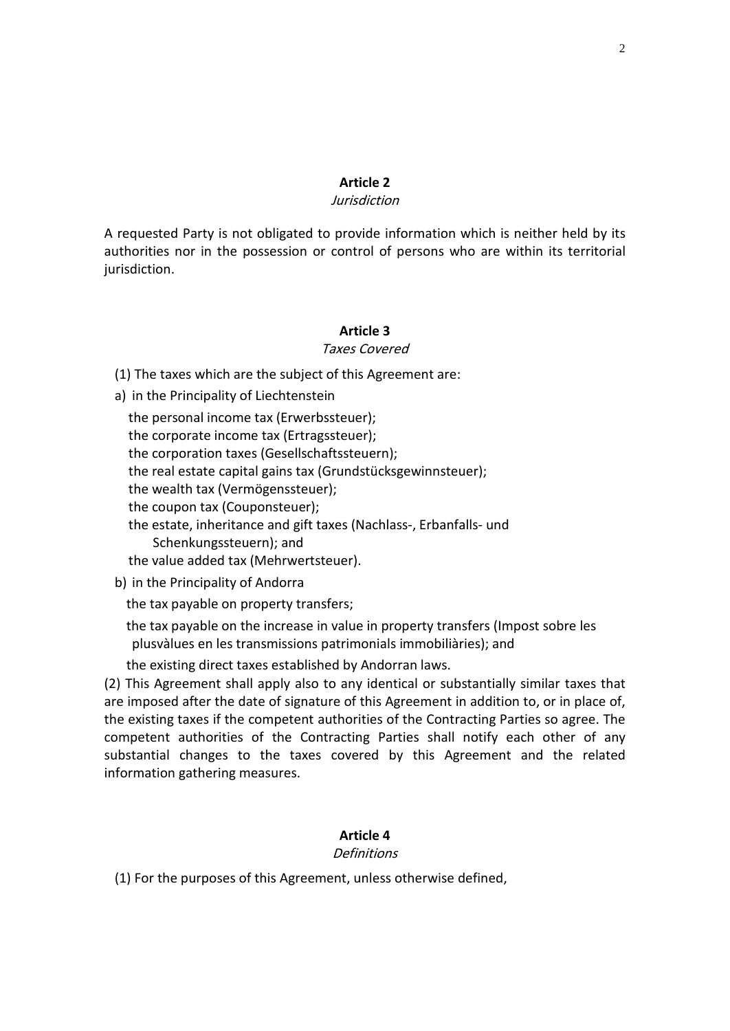## Article 2

*Jurisdiction*

A requested Party is not obligated to provide information which is neither held by its authorities nor in the possession or control of persons who are within its territorial jurisdiction.

## Article 3

*Taxes Covered*

(1) The taxes which are the subject of this Agreement are:

a) in the Principality of Liechtenstein

the personal income tax (Erwerbssteuer);  
the corporate income tax (Ertragssteuer);  
the corporation taxes (Gesellschaftssteuern);  
the real estate capital gains tax (Grundstücksgewinnsteuer);  
the wealth tax (Vermögenssteuer);  
the coupon tax (Couponsteuer);  
the estate, inheritance and gift taxes (Nachlass-, Erbanfalls- und Schenkungssteuern); and  
the value added tax (Mehrwertsteuer).

b) in the Principality of Andorra

the tax payable on property transfers;

the tax payable on the increase in value in property transfers (Impost sobre les plusvàlues en les transmissions patrimonials immobiliàries); and

the existing direct taxes established by Andorran laws.

(2) This Agreement shall apply also to any identical or substantially similar taxes that are imposed after the date of signature of this Agreement in addition to, or in place of, the existing taxes if the competent authorities of the Contracting Parties so agree. The competent authorities of the Contracting Parties shall notify each other of any substantial changes to the taxes covered by this Agreement and the related information gathering measures.

## Article 4

*Definitions*

(1) For the purposes of this Agreement, unless otherwise defined,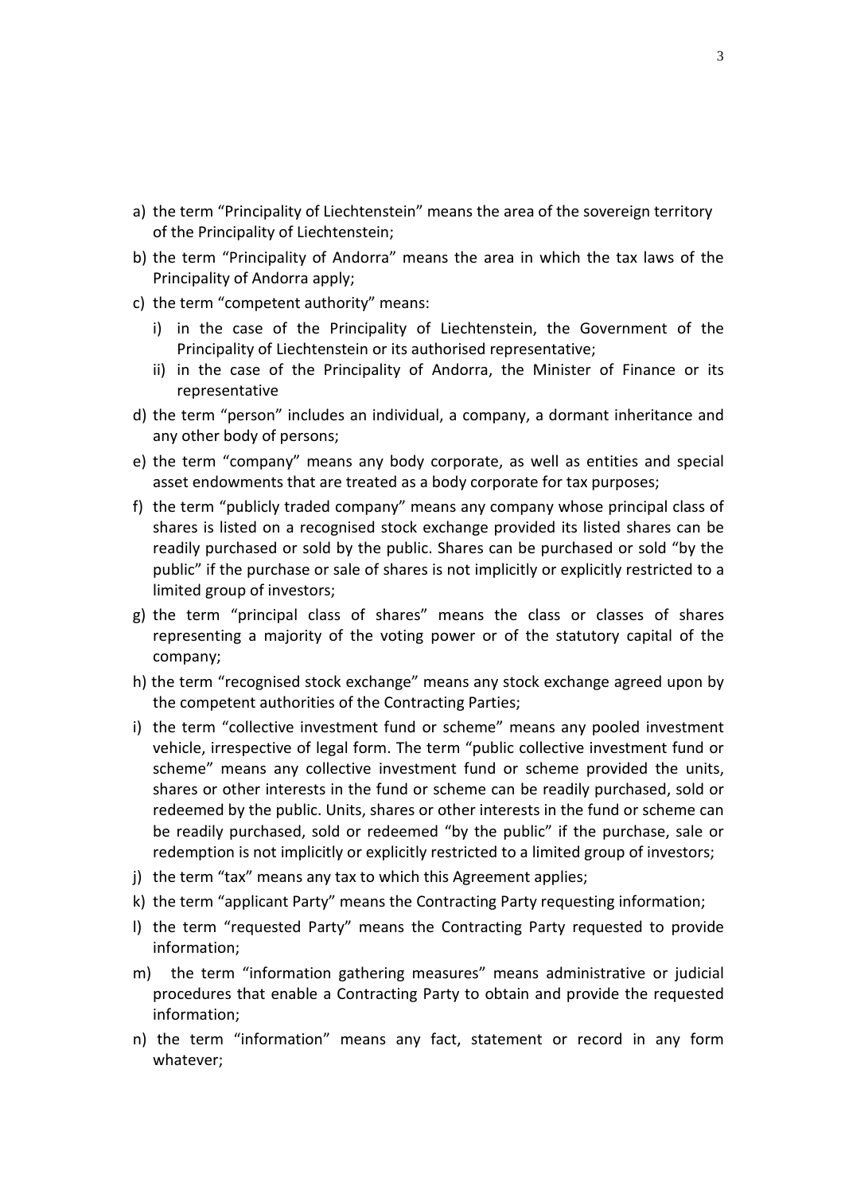a) the term "Principality of Liechtenstein" means the area of the sovereign territory of the Principality of Liechtenstein;

b) the term "Principality of Andorra" means the area in which the tax laws of the Principality of Andorra apply;

c) the term "competent authority" means:

   i) in the case of the Principality of Liechtenstein, the Government of the Principality of Liechtenstein or its authorised representative;

   ii) in the case of the Principality of Andorra, the Minister of Finance or its representative

d) the term "person" includes an individual, a company, a dormant inheritance and any other body of persons;

e) the term "company" means any body corporate, as well as entities and special asset endowments that are treated as a body corporate for tax purposes;

f) the term "publicly traded company" means any company whose principal class of shares is listed on a recognised stock exchange provided its listed shares can be readily purchased or sold by the public. Shares can be purchased or sold "by the public" if the purchase or sale of shares is not implicitly or explicitly restricted to a limited group of investors;

g) the term "principal class of shares" means the class or classes of shares representing a majority of the voting power or of the statutory capital of the company;

h) the term "recognised stock exchange" means any stock exchange agreed upon by the competent authorities of the Contracting Parties;

i) the term "collective investment fund or scheme" means any pooled investment vehicle, irrespective of legal form. The term "public collective investment fund or scheme" means any collective investment fund or scheme provided the units, shares or other interests in the fund or scheme can be readily purchased, sold or redeemed by the public. Units, shares or other interests in the fund or scheme can be readily purchased, sold or redeemed "by the public" if the purchase, sale or redemption is not implicitly or explicitly restricted to a limited group of investors;

j) the term "tax" means any tax to which this Agreement applies;

k) the term "applicant Party" means the Contracting Party requesting information;

l) the term "requested Party" means the Contracting Party requested to provide information;

m) the term "information gathering measures" means administrative or judicial procedures that enable a Contracting Party to obtain and provide the requested information;

n) the term "information" means any fact, statement or record in any form whatever;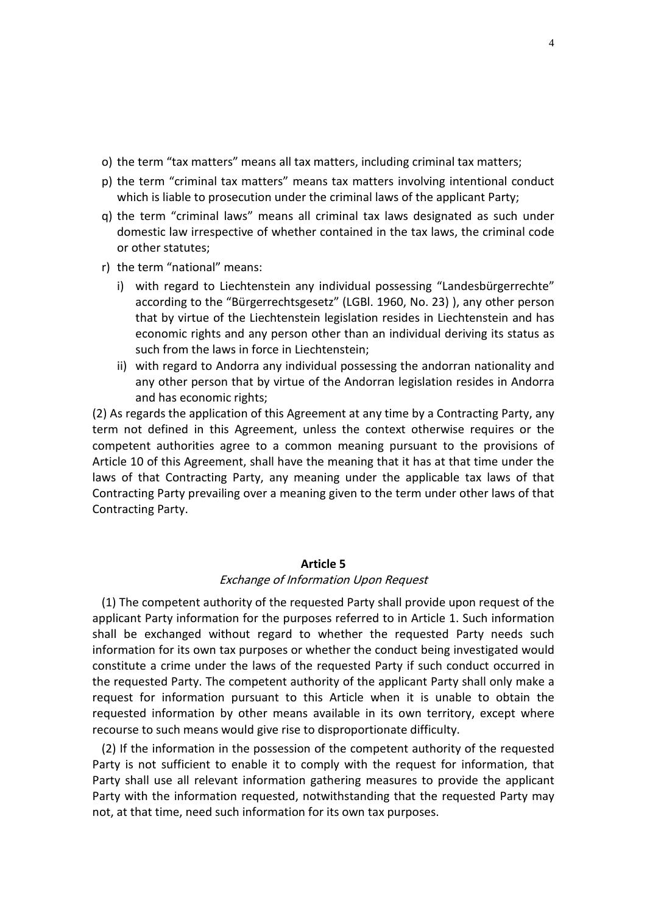o) the term "tax matters" means all tax matters, including criminal tax matters;

p) the term "criminal tax matters" means tax matters involving intentional conduct which is liable to prosecution under the criminal laws of the applicant Party;

q) the term "criminal laws" means all criminal tax laws designated as such under domestic law irrespective of whether contained in the tax laws, the criminal code or other statutes;

r) the term "national" means:

   i) with regard to Liechtenstein any individual possessing "Landesbürgerrechte" according to the "Bürgerrechtsgesetz" (LGBl. 1960, No. 23) ), any other person that by virtue of the Liechtenstein legislation resides in Liechtenstein and has economic rights and any person other than an individual deriving its status as such from the laws in force in Liechtenstein;

   ii) with regard to Andorra any individual possessing the andorran nationality and any other person that by virtue of the Andorran legislation resides in Andorra and has economic rights;

(2) As regards the application of this Agreement at any time by a Contracting Party, any term not defined in this Agreement, unless the context otherwise requires or the competent authorities agree to a common meaning pursuant to the provisions of Article 10 of this Agreement, shall have the meaning that it has at that time under the laws of that Contracting Party, any meaning under the applicable tax laws of that Contracting Party prevailing over a meaning given to the term under other laws of that Contracting Party.

## Article 5

*Exchange of Information Upon Request*

(1) The competent authority of the requested Party shall provide upon request of the applicant Party information for the purposes referred to in Article 1. Such information shall be exchanged without regard to whether the requested Party needs such information for its own tax purposes or whether the conduct being investigated would constitute a crime under the laws of the requested Party if such conduct occurred in the requested Party. The competent authority of the applicant Party shall only make a request for information pursuant to this Article when it is unable to obtain the requested information by other means available in its own territory, except where recourse to such means would give rise to disproportionate difficulty.

(2) If the information in the possession of the competent authority of the requested Party is not sufficient to enable it to comply with the request for information, that Party shall use all relevant information gathering measures to provide the applicant Party with the information requested, notwithstanding that the requested Party may not, at that time, need such information for its own tax purposes.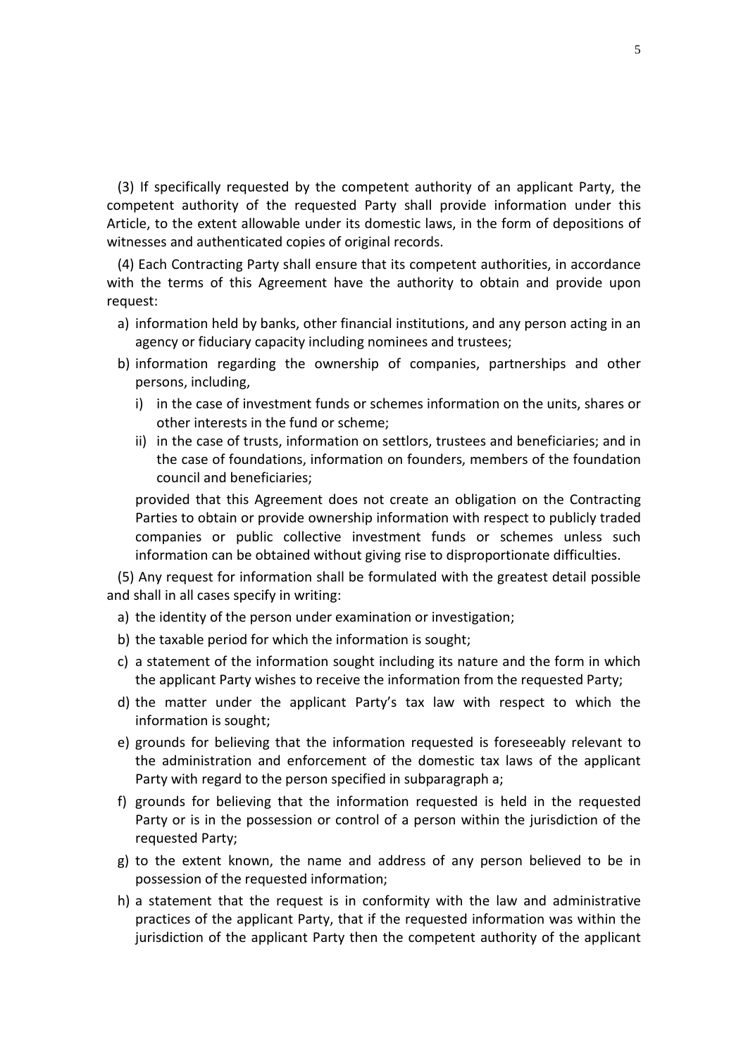(3) If specifically requested by the competent authority of an applicant Party, the competent authority of the requested Party shall provide information under this Article, to the extent allowable under its domestic laws, in the form of depositions of witnesses and authenticated copies of original records.

(4) Each Contracting Party shall ensure that its competent authorities, in accordance with the terms of this Agreement have the authority to obtain and provide upon request:

a) information held by banks, other financial institutions, and any person acting in an agency or fiduciary capacity including nominees and trustees;

b) information regarding the ownership of companies, partnerships and other persons, including,

   i) in the case of investment funds or schemes information on the units, shares or other interests in the fund or scheme;

   ii) in the case of trusts, information on settlors, trustees and beneficiaries; and in the case of foundations, information on founders, members of the foundation council and beneficiaries;

   provided that this Agreement does not create an obligation on the Contracting Parties to obtain or provide ownership information with respect to publicly traded companies or public collective investment funds or schemes unless such information can be obtained without giving rise to disproportionate difficulties.

(5) Any request for information shall be formulated with the greatest detail possible and shall in all cases specify in writing:

a) the identity of the person under examination or investigation;

b) the taxable period for which the information is sought;

c) a statement of the information sought including its nature and the form in which the applicant Party wishes to receive the information from the requested Party;

d) the matter under the applicant Party's tax law with respect to which the information is sought;

e) grounds for believing that the information requested is foreseeably relevant to the administration and enforcement of the domestic tax laws of the applicant Party with regard to the person specified in subparagraph a;

f) grounds for believing that the information requested is held in the requested Party or is in the possession or control of a person within the jurisdiction of the requested Party;

g) to the extent known, the name and address of any person believed to be in possession of the requested information;

h) a statement that the request is in conformity with the law and administrative practices of the applicant Party, that if the requested information was within the jurisdiction of the applicant Party then the competent authority of the applicant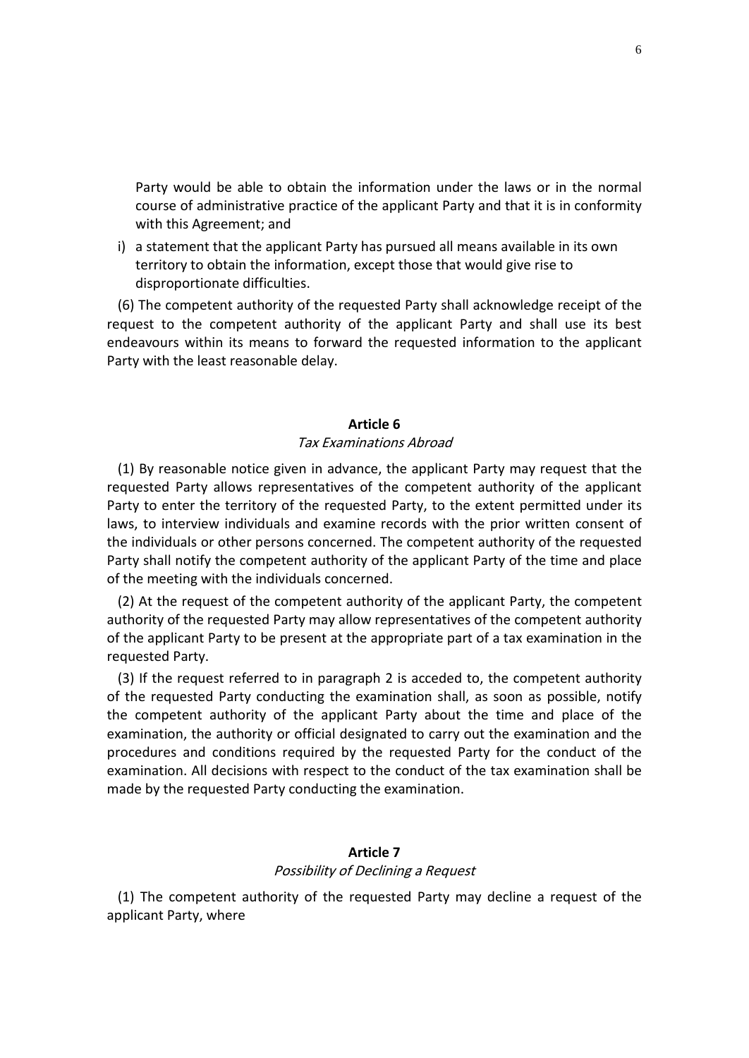Party would be able to obtain the information under the laws or in the normal course of administrative practice of the applicant Party and that it is in conformity with this Agreement; and

i) a statement that the applicant Party has pursued all means available in its own territory to obtain the information, except those that would give rise to disproportionate difficulties.

(6) The competent authority of the requested Party shall acknowledge receipt of the request to the competent authority of the applicant Party and shall use its best endeavours within its means to forward the requested information to the applicant Party with the least reasonable delay.

### Article 6

*Tax Examinations Abroad*

(1) By reasonable notice given in advance, the applicant Party may request that the requested Party allows representatives of the competent authority of the applicant Party to enter the territory of the requested Party, to the extent permitted under its laws, to interview individuals and examine records with the prior written consent of the individuals or other persons concerned. The competent authority of the requested Party shall notify the competent authority of the applicant Party of the time and place of the meeting with the individuals concerned.

(2) At the request of the competent authority of the applicant Party, the competent authority of the requested Party may allow representatives of the competent authority of the applicant Party to be present at the appropriate part of a tax examination in the requested Party.

(3) If the request referred to in paragraph 2 is acceded to, the competent authority of the requested Party conducting the examination shall, as soon as possible, notify the competent authority of the applicant Party about the time and place of the examination, the authority or official designated to carry out the examination and the procedures and conditions required by the requested Party for the conduct of the examination. All decisions with respect to the conduct of the tax examination shall be made by the requested Party conducting the examination.

### Article 7

*Possibility of Declining a Request*

(1) The competent authority of the requested Party may decline a request of the applicant Party, where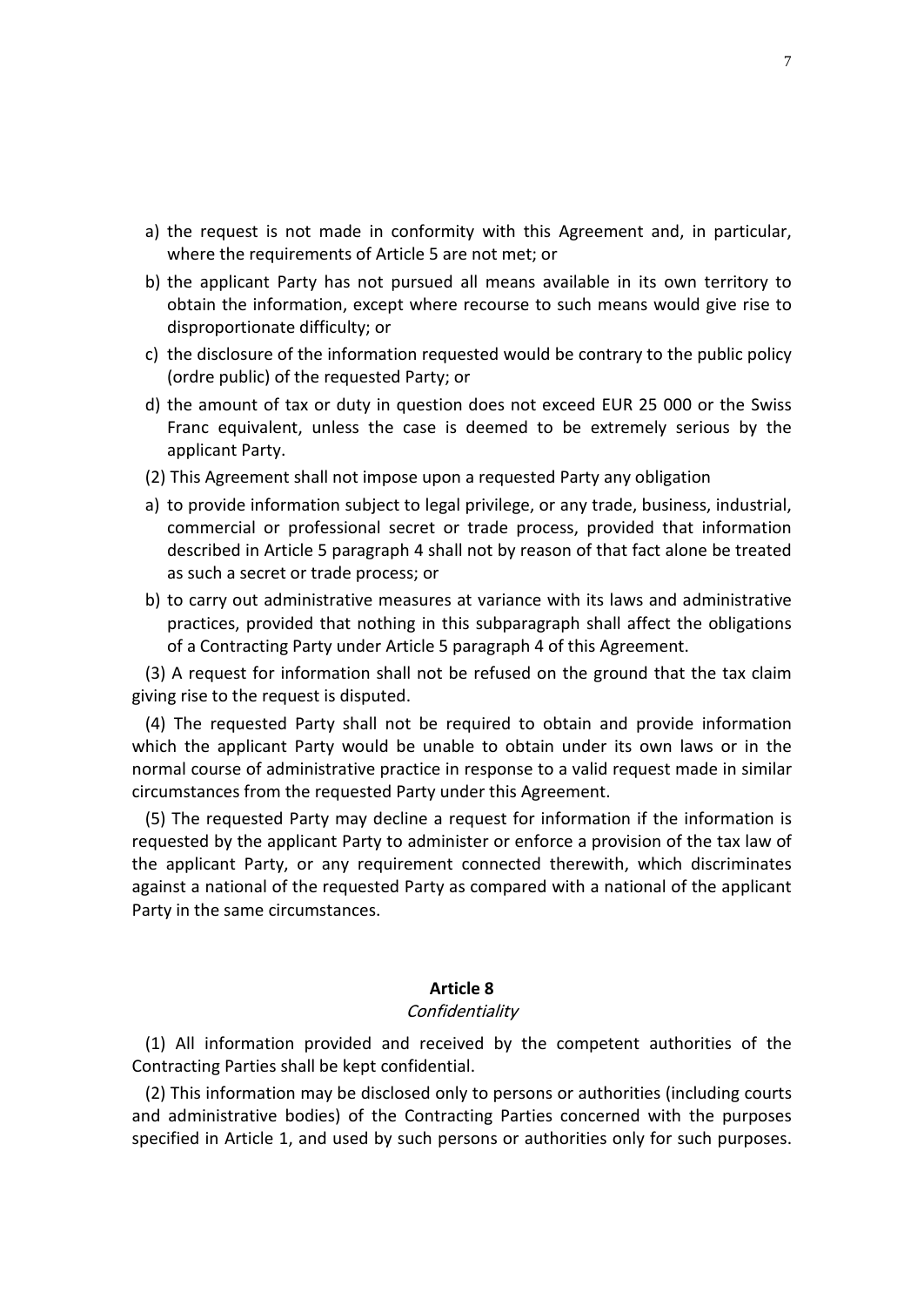a) the request is not made in conformity with this Agreement and, in particular, where the requirements of Article 5 are not met; or

b) the applicant Party has not pursued all means available in its own territory to obtain the information, except where recourse to such means would give rise to disproportionate difficulty; or

c) the disclosure of the information requested would be contrary to the public policy (ordre public) of the requested Party; or

d) the amount of tax or duty in question does not exceed EUR 25 000 or the Swiss Franc equivalent, unless the case is deemed to be extremely serious by the applicant Party.

(2) This Agreement shall not impose upon a requested Party any obligation

a) to provide information subject to legal privilege, or any trade, business, industrial, commercial or professional secret or trade process, provided that information described in Article 5 paragraph 4 shall not by reason of that fact alone be treated as such a secret or trade process; or

b) to carry out administrative measures at variance with its laws and administrative practices, provided that nothing in this subparagraph shall affect the obligations of a Contracting Party under Article 5 paragraph 4 of this Agreement.

(3) A request for information shall not be refused on the ground that the tax claim giving rise to the request is disputed.

(4) The requested Party shall not be required to obtain and provide information which the applicant Party would be unable to obtain under its own laws or in the normal course of administrative practice in response to a valid request made in similar circumstances from the requested Party under this Agreement.

(5) The requested Party may decline a request for information if the information is requested by the applicant Party to administer or enforce a provision of the tax law of the applicant Party, or any requirement connected therewith, which discriminates against a national of the requested Party as compared with a national of the applicant Party in the same circumstances.

## Article 8

*Confidentiality*

(1) All information provided and received by the competent authorities of the Contracting Parties shall be kept confidential.

(2) This information may be disclosed only to persons or authorities (including courts and administrative bodies) of the Contracting Parties concerned with the purposes specified in Article 1, and used by such persons or authorities only for such purposes.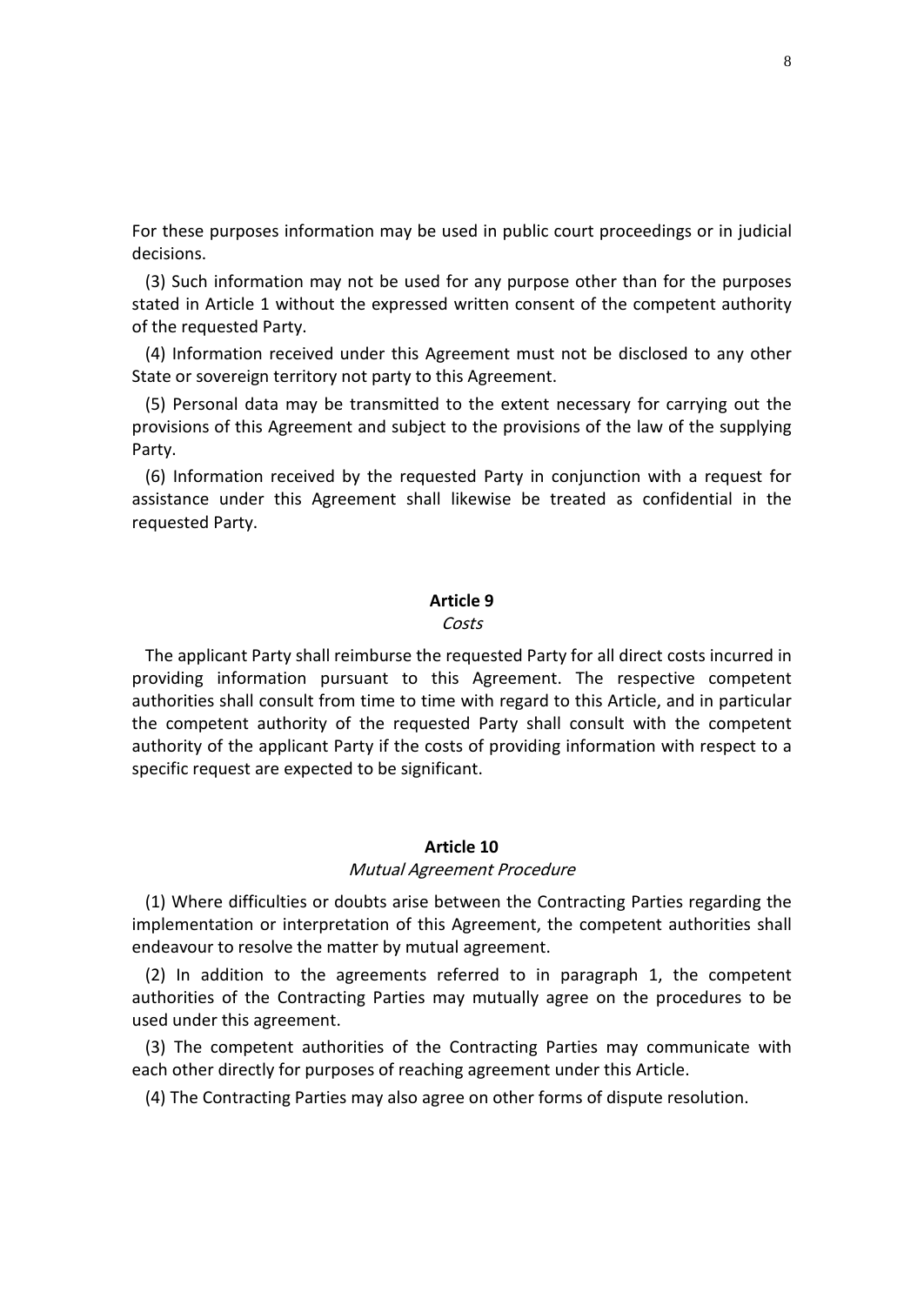For these purposes information may be used in public court proceedings or in judicial decisions.

(3) Such information may not be used for any purpose other than for the purposes stated in Article 1 without the expressed written consent of the competent authority of the requested Party.

(4) Information received under this Agreement must not be disclosed to any other State or sovereign territory not party to this Agreement.

(5) Personal data may be transmitted to the extent necessary for carrying out the provisions of this Agreement and subject to the provisions of the law of the supplying Party.

(6) Information received by the requested Party in conjunction with a request for assistance under this Agreement shall likewise be treated as confidential in the requested Party.

## Article 9

*Costs*

The applicant Party shall reimburse the requested Party for all direct costs incurred in providing information pursuant to this Agreement. The respective competent authorities shall consult from time to time with regard to this Article, and in particular the competent authority of the requested Party shall consult with the competent authority of the applicant Party if the costs of providing information with respect to a specific request are expected to be significant.

## Article 10

*Mutual Agreement Procedure*

(1) Where difficulties or doubts arise between the Contracting Parties regarding the implementation or interpretation of this Agreement, the competent authorities shall endeavour to resolve the matter by mutual agreement.

(2) In addition to the agreements referred to in paragraph 1, the competent authorities of the Contracting Parties may mutually agree on the procedures to be used under this agreement.

(3) The competent authorities of the Contracting Parties may communicate with each other directly for purposes of reaching agreement under this Article.

(4) The Contracting Parties may also agree on other forms of dispute resolution.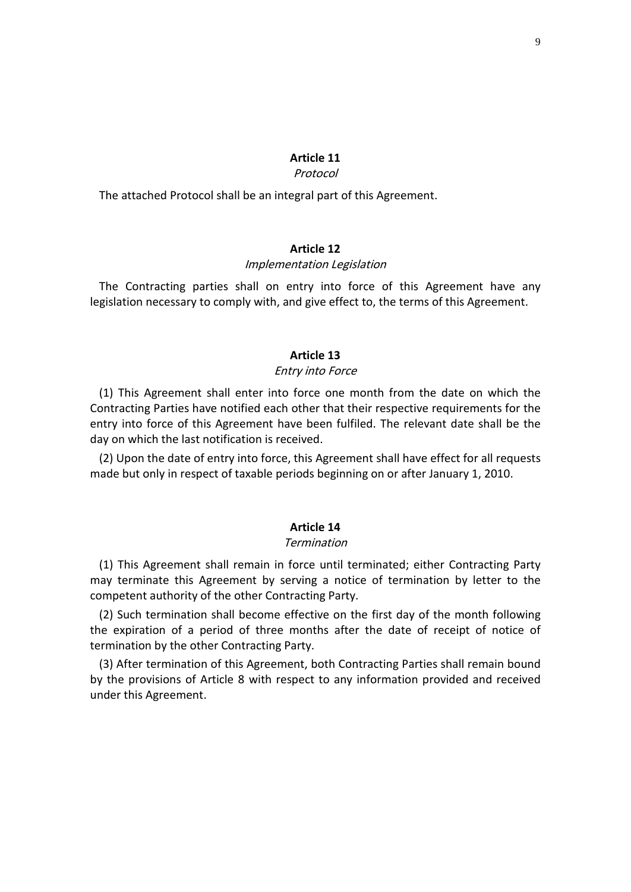## Article 11

*Protocol*

The attached Protocol shall be an integral part of this Agreement.

## Article 12

*Implementation Legislation*

The Contracting parties shall on entry into force of this Agreement have any legislation necessary to comply with, and give effect to, the terms of this Agreement.

## Article 13

*Entry into Force*

(1) This Agreement shall enter into force one month from the date on which the Contracting Parties have notified each other that their respective requirements for the entry into force of this Agreement have been fulfiled. The relevant date shall be the day on which the last notification is received.

(2) Upon the date of entry into force, this Agreement shall have effect for all requests made but only in respect of taxable periods beginning on or after January 1, 2010.

## Article 14

*Termination*

(1) This Agreement shall remain in force until terminated; either Contracting Party may terminate this Agreement by serving a notice of termination by letter to the competent authority of the other Contracting Party.

(2) Such termination shall become effective on the first day of the month following the expiration of a period of three months after the date of receipt of notice of termination by the other Contracting Party.

(3) After termination of this Agreement, both Contracting Parties shall remain bound by the provisions of Article 8 with respect to any information provided and received under this Agreement.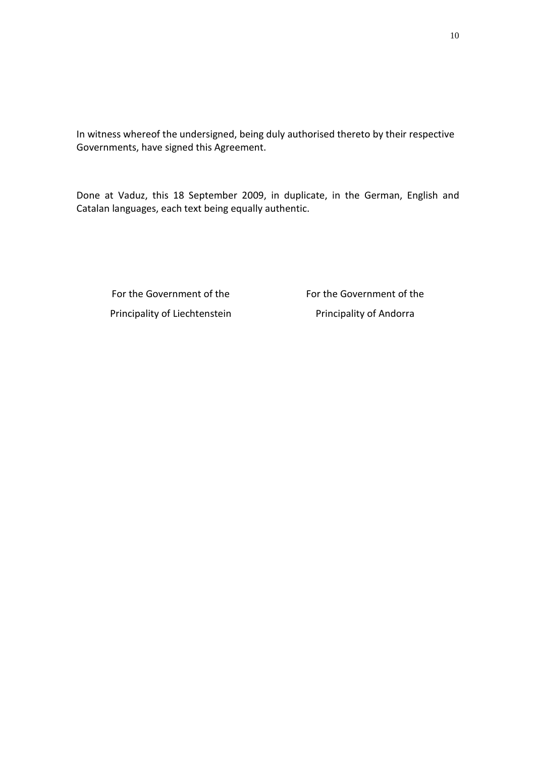In witness whereof the undersigned, being duly authorised thereto by their respective Governments, have signed this Agreement.

Done at Vaduz, this 18 September 2009, in duplicate, in the German, English and Catalan languages, each text being equally authentic.

| For the Government of the Principality of Liechtenstein | For the Government of the Principality of Andorra |
| --- | --- |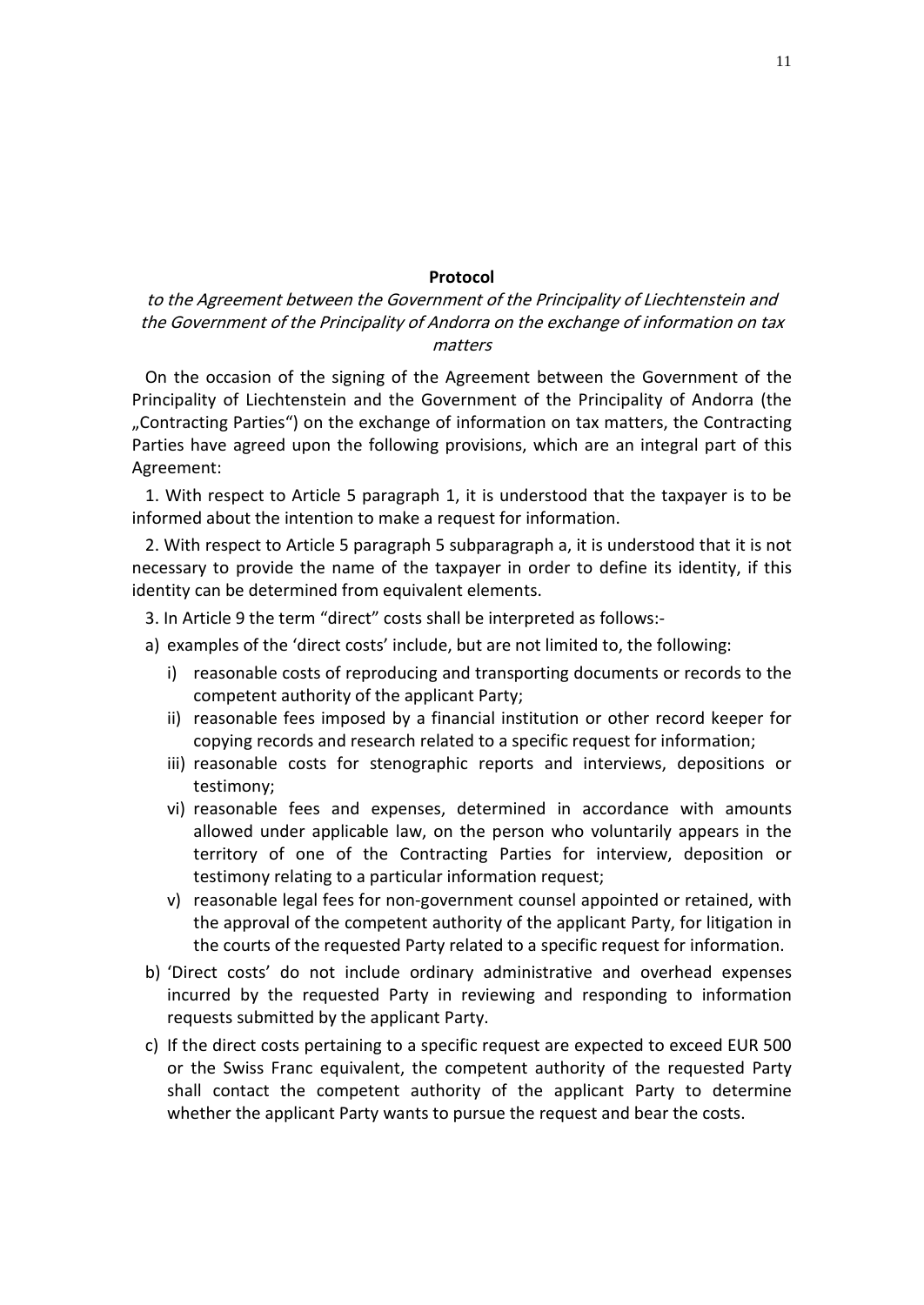**Protocol**

*to the Agreement between the Government of the Principality of Liechtenstein and the Government of the Principality of Andorra on the exchange of information on tax matters*

On the occasion of the signing of the Agreement between the Government of the Principality of Liechtenstein and the Government of the Principality of Andorra (the „Contracting Parties") on the exchange of information on tax matters, the Contracting Parties have agreed upon the following provisions, which are an integral part of this Agreement:

1. With respect to Article 5 paragraph 1, it is understood that the taxpayer is to be informed about the intention to make a request for information.

2. With respect to Article 5 paragraph 5 subparagraph a, it is understood that it is not necessary to provide the name of the taxpayer in order to define its identity, if this identity can be determined from equivalent elements.

3. In Article 9 the term "direct" costs shall be interpreted as follows:-

a) examples of the 'direct costs' include, but are not limited to, the following:

   i) reasonable costs of reproducing and transporting documents or records to the competent authority of the applicant Party;

   ii) reasonable fees imposed by a financial institution or other record keeper for copying records and research related to a specific request for information;

   iii) reasonable costs for stenographic reports and interviews, depositions or testimony;

   vi) reasonable fees and expenses, determined in accordance with amounts allowed under applicable law, on the person who voluntarily appears in the territory of one of the Contracting Parties for interview, deposition or testimony relating to a particular information request;

   v) reasonable legal fees for non-government counsel appointed or retained, with the approval of the competent authority of the applicant Party, for litigation in the courts of the requested Party related to a specific request for information.

b) 'Direct costs' do not include ordinary administrative and overhead expenses incurred by the requested Party in reviewing and responding to information requests submitted by the applicant Party.

c) If the direct costs pertaining to a specific request are expected to exceed EUR 500 or the Swiss Franc equivalent, the competent authority of the requested Party shall contact the competent authority of the applicant Party to determine whether the applicant Party wants to pursue the request and bear the costs.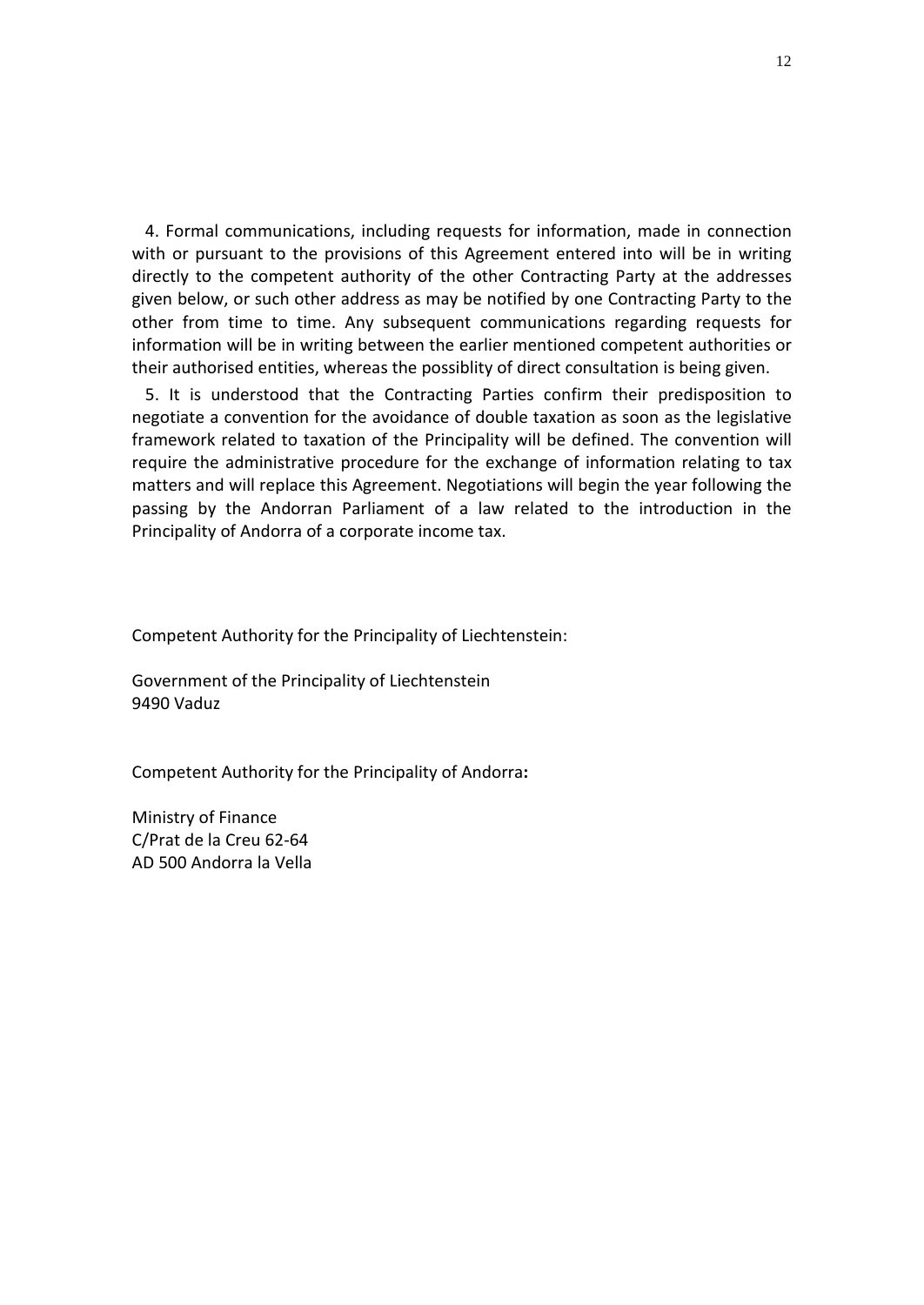4. Formal communications, including requests for information, made in connection with or pursuant to the provisions of this Agreement entered into will be in writing directly to the competent authority of the other Contracting Party at the addresses given below, or such other address as may be notified by one Contracting Party to the other from time to time. Any subsequent communications regarding requests for information will be in writing between the earlier mentioned competent authorities or their authorised entities, whereas the possiblity of direct consultation is being given.

5. It is understood that the Contracting Parties confirm their predisposition to negotiate a convention for the avoidance of double taxation as soon as the legislative framework related to taxation of the Principality will be defined. The convention will require the administrative procedure for the exchange of information relating to tax matters and will replace this Agreement. Negotiations will begin the year following the passing by the Andorran Parliament of a law related to the introduction in the Principality of Andorra of a corporate income tax.

Competent Authority for the Principality of Liechtenstein:

Government of the Principality of Liechtenstein
9490 Vaduz

Competent Authority for the Principality of Andorra**:**

Ministry of Finance
C/Prat de la Creu 62-64
AD 500 Andorra la Vella